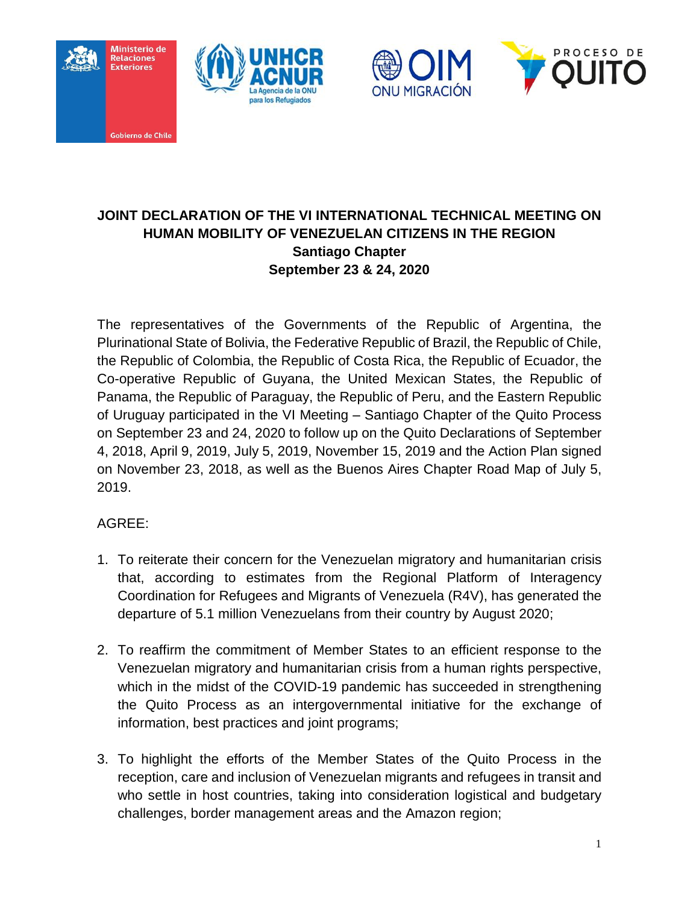# JOINT DECLARATION OF THE VI INTERNATIONAL TECHNICAL MEETING ON HUMAN MOBILITY OF VENEZUELAN CITIZENS IN THE REGION

## Santiago Chapter

## September 23 & 24, 2020

The representatives of the Governments of the Republic of Argentina, the Plurinational State of Bolivia, the Federative Republic of Brazil, the Republic of Chile, the Republic of Colombia, the Republic of Costa Rica, the Republic of Ecuador, the Co-operative Republic of Guyana, the United Mexican States, the Republic of Panama, the Republic of Paraguay, the Republic of Peru, and the Eastern Republic of Uruguay participated in the VI Meeting – Santiago Chapter of the Quito Process on September 23 and 24, 2020 to follow up on the Quito Declarations of September 4, 2018, April 9, 2019, July 5, 2019, November 15, 2019 and the Action Plan signed on November 23, 2018, as well as the Buenos Aires Chapter Road Map of July 5, 2019.

AGREE:

1. To reiterate their concern for the Venezuelan migratory and humanitarian crisis that, according to estimates from the Regional Platform of Interagency Coordination for Refugees and Migrants of Venezuela (R4V), has generated the departure of 5.1 million Venezuelans from their country by August 2020;

2. To reaffirm the commitment of Member States to an efficient response to the Venezuelan migratory and humanitarian crisis from a human rights perspective, which in the midst of the COVID-19 pandemic has succeeded in strengthening the Quito Process as an intergovernmental initiative for the exchange of information, best practices and joint programs;

3. To highlight the efforts of the Member States of the Quito Process in the reception, care and inclusion of Venezuelan migrants and refugees in transit and who settle in host countries, taking into consideration logistical and budgetary challenges, border management areas and the Amazon region;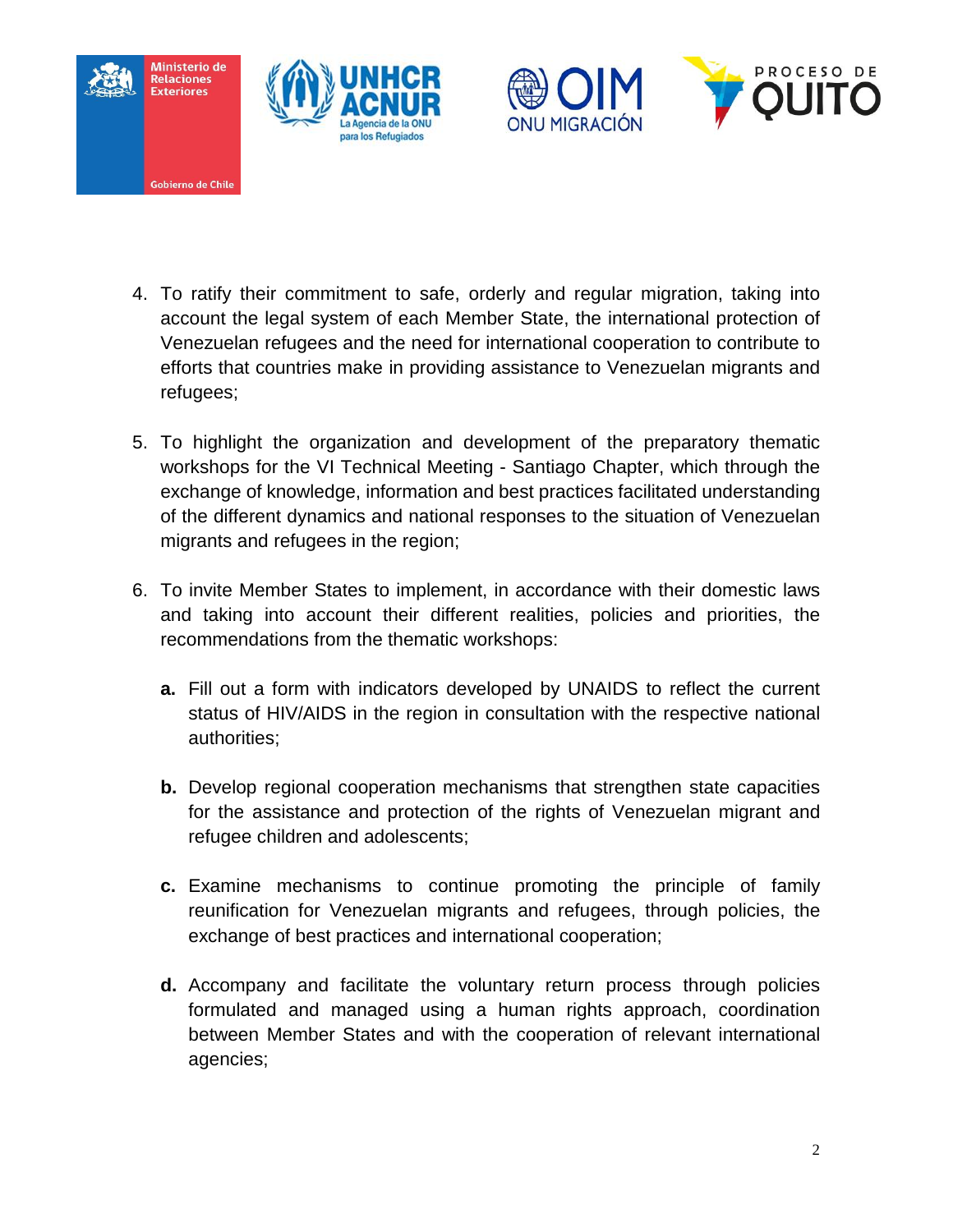4. To ratify their commitment to safe, orderly and regular migration, taking into account the legal system of each Member State, the international protection of Venezuelan refugees and the need for international cooperation to contribute to efforts that countries make in providing assistance to Venezuelan migrants and refugees;

5. To highlight the organization and development of the preparatory thematic workshops for the VI Technical Meeting - Santiago Chapter, which through the exchange of knowledge, information and best practices facilitated understanding of the different dynamics and national responses to the situation of Venezuelan migrants and refugees in the region;

6. To invite Member States to implement, in accordance with their domestic laws and taking into account their different realities, policies and priorities, the recommendations from the thematic workshops:

   **a.** Fill out a form with indicators developed by UNAIDS to reflect the current status of HIV/AIDS in the region in consultation with the respective national authorities;

   **b.** Develop regional cooperation mechanisms that strengthen state capacities for the assistance and protection of the rights of Venezuelan migrant and refugee children and adolescents;

   **c.** Examine mechanisms to continue promoting the principle of family reunification for Venezuelan migrants and refugees, through policies, the exchange of best practices and international cooperation;

   **d.** Accompany and facilitate the voluntary return process through policies formulated and managed using a human rights approach, coordination between Member States and with the cooperation of relevant international agencies;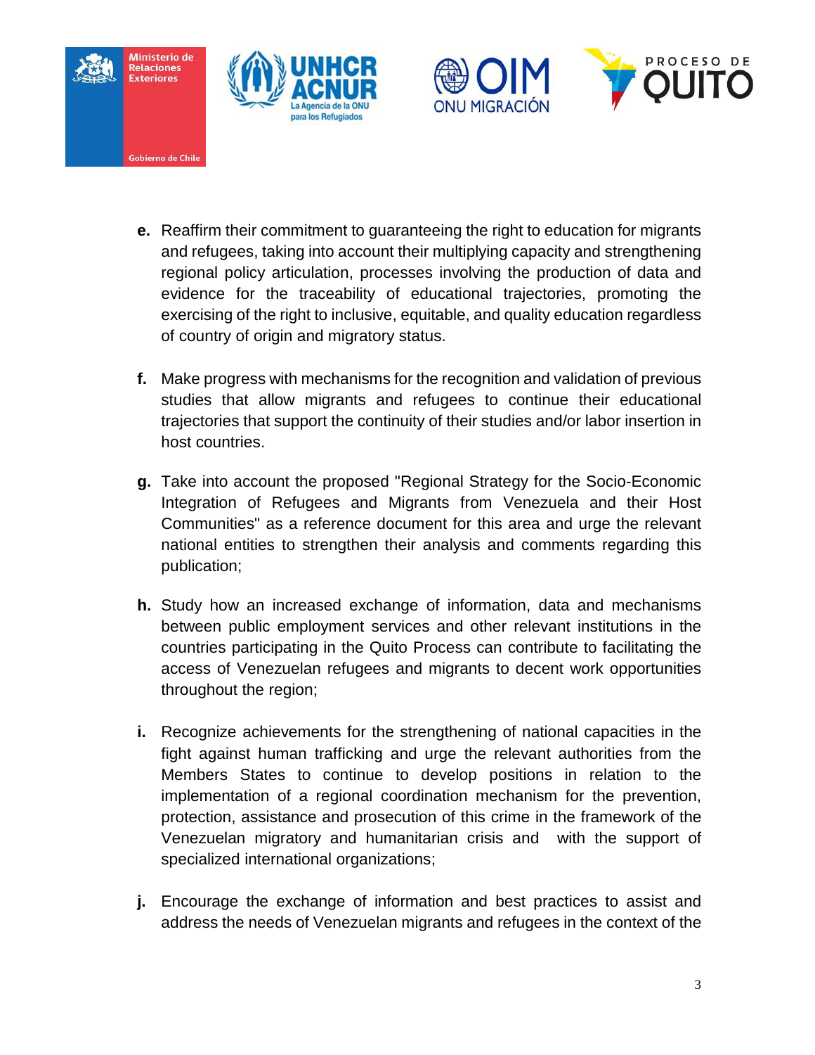e. Reaffirm their commitment to guaranteeing the right to education for migrants and refugees, taking into account their multiplying capacity and strengthening regional policy articulation, processes involving the production of data and evidence for the traceability of educational trajectories, promoting the exercising of the right to inclusive, equitable, and quality education regardless of country of origin and migratory status.

f. Make progress with mechanisms for the recognition and validation of previous studies that allow migrants and refugees to continue their educational trajectories that support the continuity of their studies and/or labor insertion in host countries.

g. Take into account the proposed "Regional Strategy for the Socio-Economic Integration of Refugees and Migrants from Venezuela and their Host Communities" as a reference document for this area and urge the relevant national entities to strengthen their analysis and comments regarding this publication;

h. Study how an increased exchange of information, data and mechanisms between public employment services and other relevant institutions in the countries participating in the Quito Process can contribute to facilitating the access of Venezuelan refugees and migrants to decent work opportunities throughout the region;

i. Recognize achievements for the strengthening of national capacities in the fight against human trafficking and urge the relevant authorities from the Members States to continue to develop positions in relation to the implementation of a regional coordination mechanism for the prevention, protection, assistance and prosecution of this crime in the framework of the Venezuelan migratory and humanitarian crisis and with the support of specialized international organizations;

j. Encourage the exchange of information and best practices to assist and address the needs of Venezuelan migrants and refugees in the context of the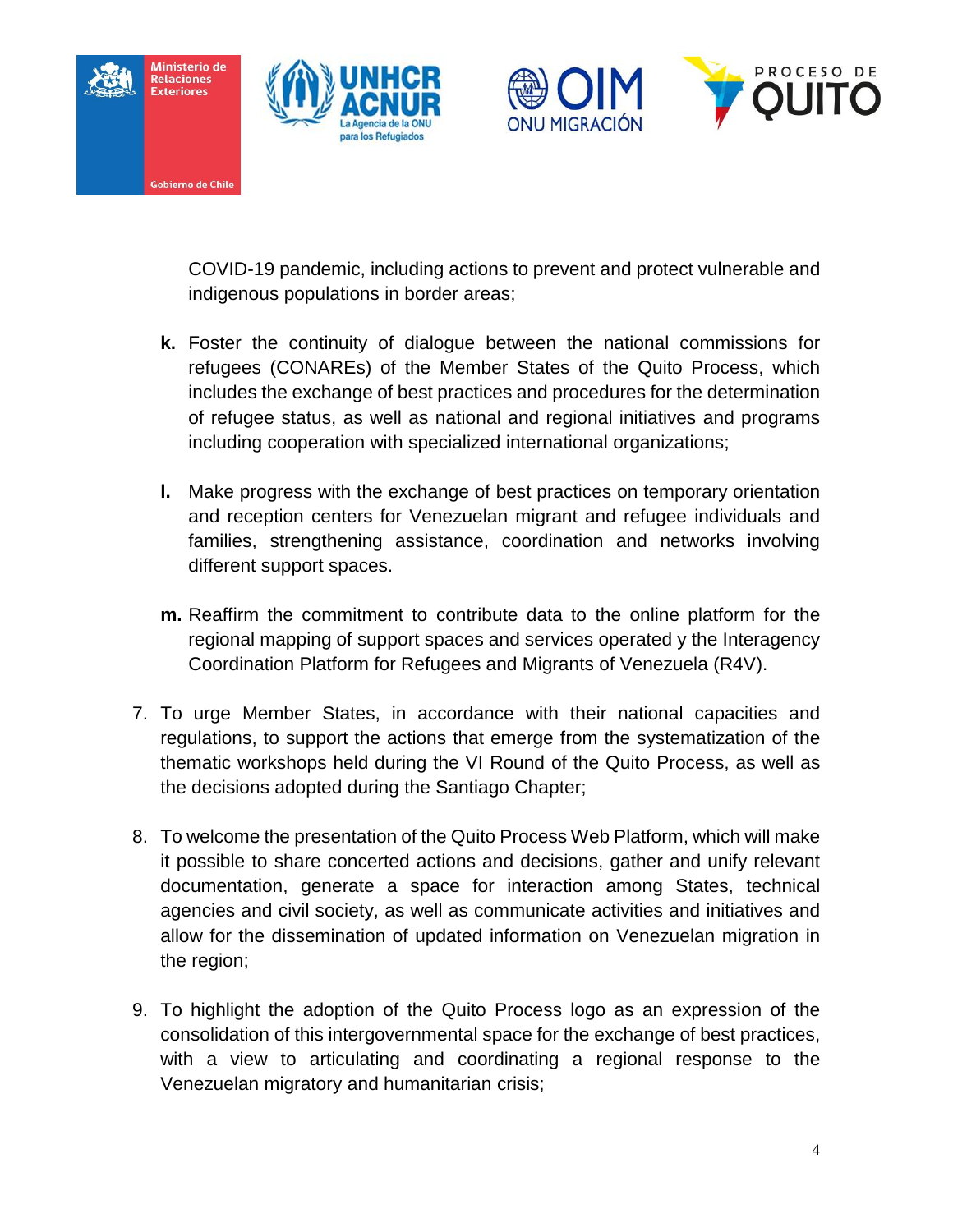COVID-19 pandemic, including actions to prevent and protect vulnerable and indigenous populations in border areas;

**k.** Foster the continuity of dialogue between the national commissions for refugees (CONAREs) of the Member States of the Quito Process, which includes the exchange of best practices and procedures for the determination of refugee status, as well as national and regional initiatives and programs including cooperation with specialized international organizations;

**l.** Make progress with the exchange of best practices on temporary orientation and reception centers for Venezuelan migrant and refugee individuals and families, strengthening assistance, coordination and networks involving different support spaces.

**m.** Reaffirm the commitment to contribute data to the online platform for the regional mapping of support spaces and services operated y the Interagency Coordination Platform for Refugees and Migrants of Venezuela (R4V).

7. To urge Member States, in accordance with their national capacities and regulations, to support the actions that emerge from the systematization of the thematic workshops held during the VI Round of the Quito Process, as well as the decisions adopted during the Santiago Chapter;

8. To welcome the presentation of the Quito Process Web Platform, which will make it possible to share concerted actions and decisions, gather and unify relevant documentation, generate a space for interaction among States, technical agencies and civil society, as well as communicate activities and initiatives and allow for the dissemination of updated information on Venezuelan migration in the region;

9. To highlight the adoption of the Quito Process logo as an expression of the consolidation of this intergovernmental space for the exchange of best practices, with a view to articulating and coordinating a regional response to the Venezuelan migratory and humanitarian crisis;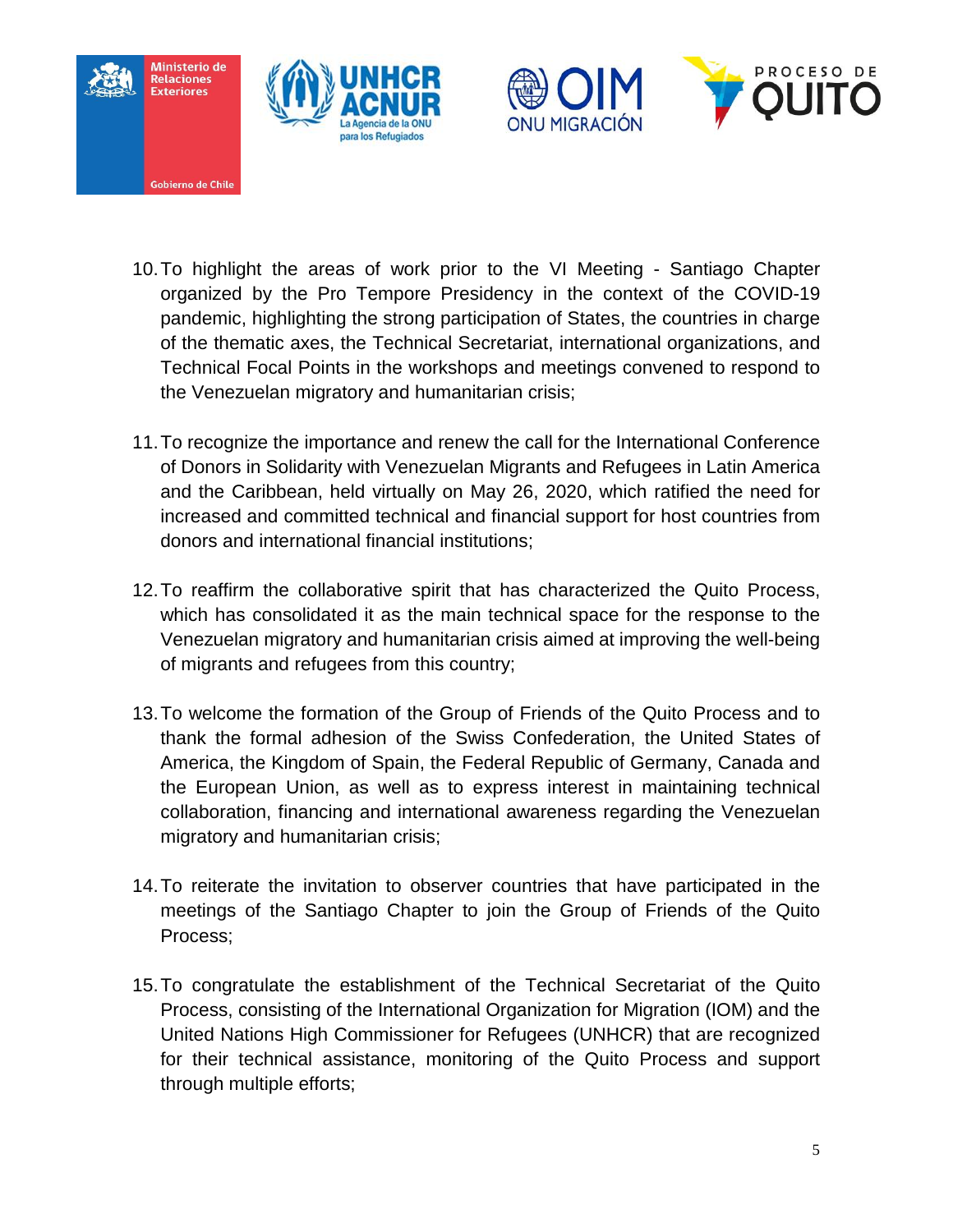10. To highlight the areas of work prior to the VI Meeting - Santiago Chapter organized by the Pro Tempore Presidency in the context of the COVID-19 pandemic, highlighting the strong participation of States, the countries in charge of the thematic axes, the Technical Secretariat, international organizations, and Technical Focal Points in the workshops and meetings convened to respond to the Venezuelan migratory and humanitarian crisis;

11. To recognize the importance and renew the call for the International Conference of Donors in Solidarity with Venezuelan Migrants and Refugees in Latin America and the Caribbean, held virtually on May 26, 2020, which ratified the need for increased and committed technical and financial support for host countries from donors and international financial institutions;

12. To reaffirm the collaborative spirit that has characterized the Quito Process, which has consolidated it as the main technical space for the response to the Venezuelan migratory and humanitarian crisis aimed at improving the well-being of migrants and refugees from this country;

13. To welcome the formation of the Group of Friends of the Quito Process and to thank the formal adhesion of the Swiss Confederation, the United States of America, the Kingdom of Spain, the Federal Republic of Germany, Canada and the European Union, as well as to express interest in maintaining technical collaboration, financing and international awareness regarding the Venezuelan migratory and humanitarian crisis;

14. To reiterate the invitation to observer countries that have participated in the meetings of the Santiago Chapter to join the Group of Friends of the Quito Process;

15. To congratulate the establishment of the Technical Secretariat of the Quito Process, consisting of the International Organization for Migration (IOM) and the United Nations High Commissioner for Refugees (UNHCR) that are recognized for their technical assistance, monitoring of the Quito Process and support through multiple efforts;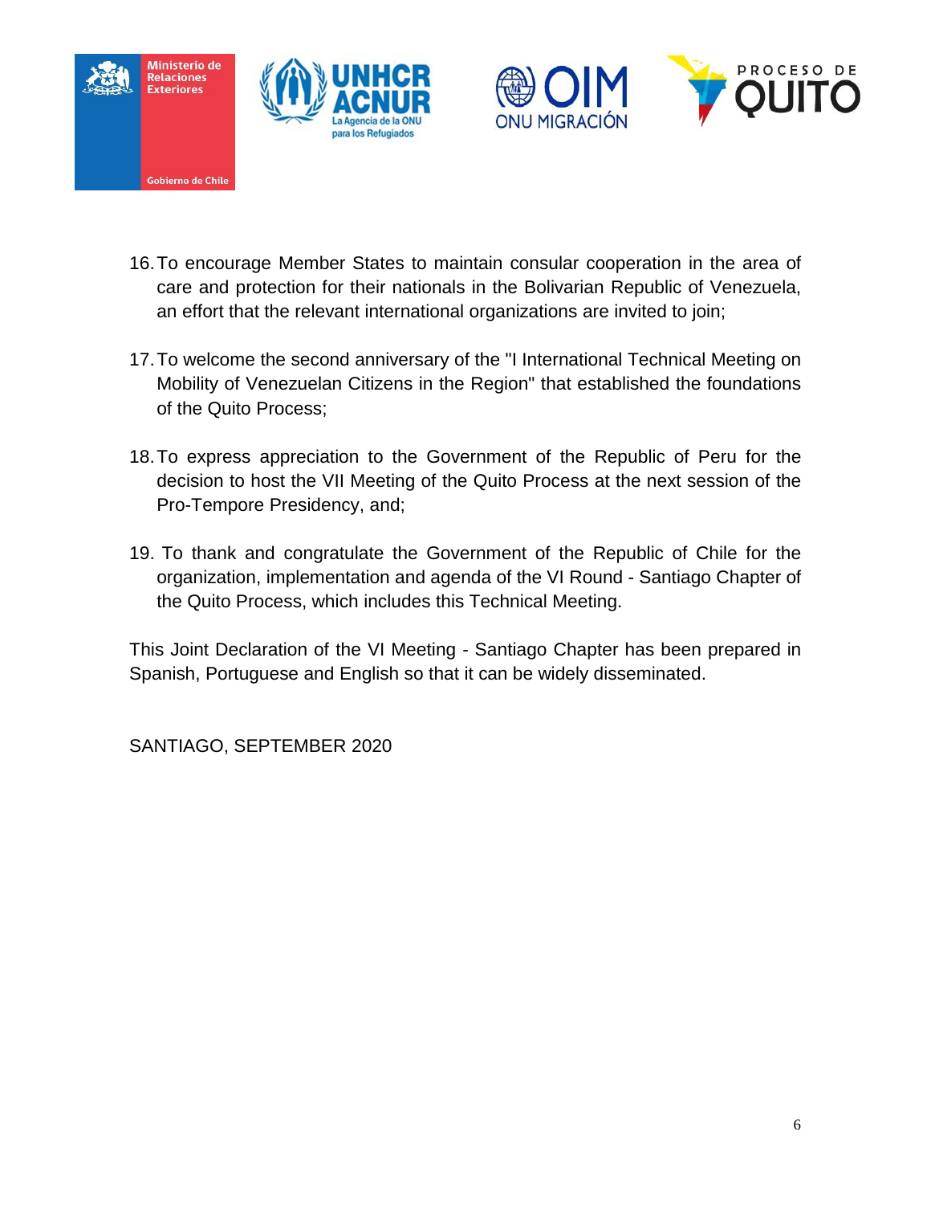16. To encourage Member States to maintain consular cooperation in the area of care and protection for their nationals in the Bolivarian Republic of Venezuela, an effort that the relevant international organizations are invited to join;

17. To welcome the second anniversary of the "I International Technical Meeting on Mobility of Venezuelan Citizens in the Region" that established the foundations of the Quito Process;

18. To express appreciation to the Government of the Republic of Peru for the decision to host the VII Meeting of the Quito Process at the next session of the Pro-Tempore Presidency, and;

19. To thank and congratulate the Government of the Republic of Chile for the organization, implementation and agenda of the VI Round - Santiago Chapter of the Quito Process, which includes this Technical Meeting.

This Joint Declaration of the VI Meeting - Santiago Chapter has been prepared in Spanish, Portuguese and English so that it can be widely disseminated.

SANTIAGO, SEPTEMBER 2020